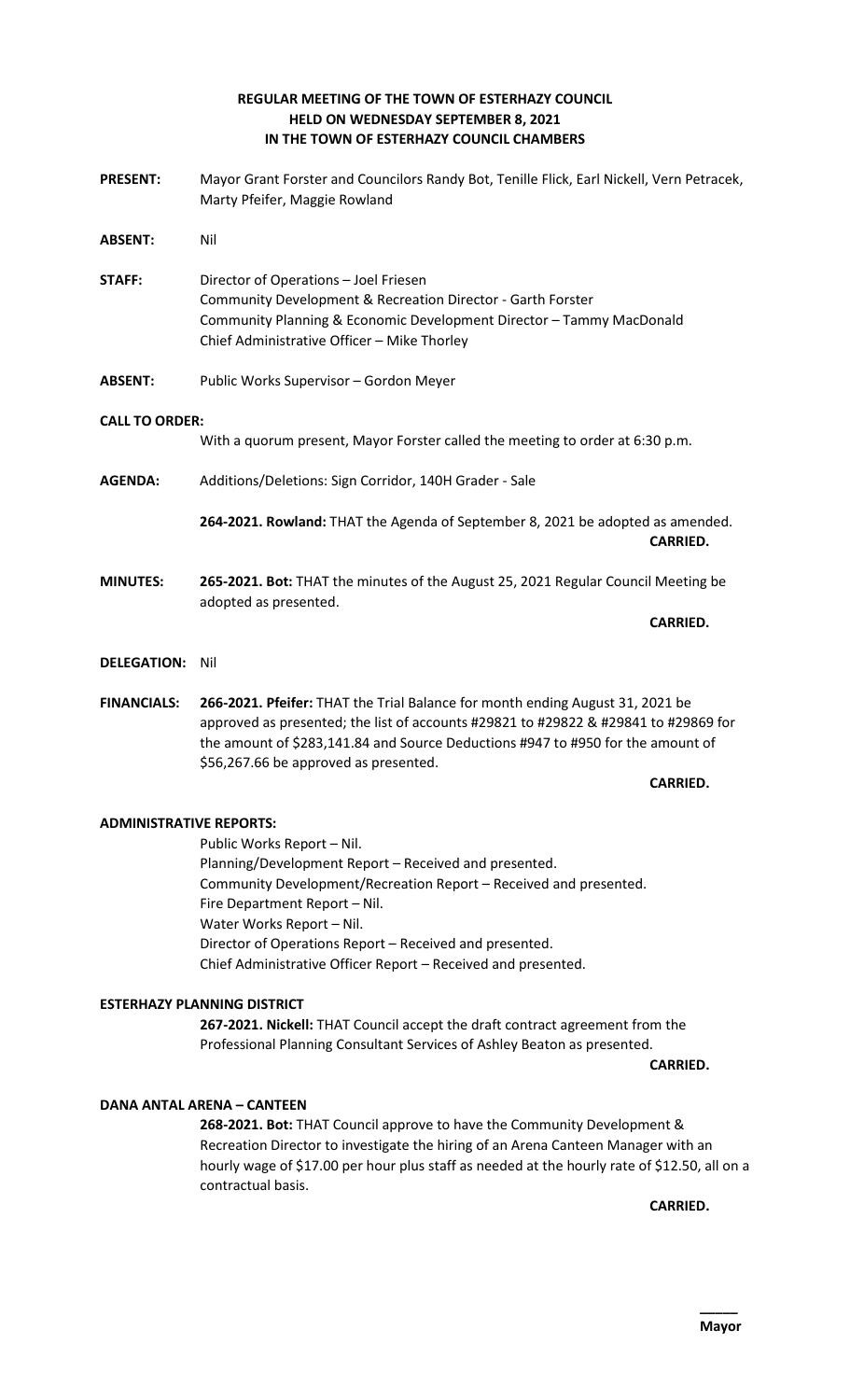# REGULAR MEETING OF THE TOWN OF ESTERHAZY COUNCIL
## HELD ON WEDNESDAY SEPTEMBER 8, 2021
## IN THE TOWN OF ESTERHAZY COUNCIL CHAMBERS

**PRESENT:** Mayor Grant Forster and Councilors Randy Bot, Tenille Flick, Earl Nickell, Vern Petracek, Marty Pfeifer, Maggie Rowland

**ABSENT:** Nil

**STAFF:** Director of Operations – Joel Friesen
Community Development & Recreation Director - Garth Forster
Community Planning & Economic Development Director – Tammy MacDonald
Chief Administrative Officer – Mike Thorley

**ABSENT:** Public Works Supervisor – Gordon Meyer

**CALL TO ORDER:**

With a quorum present, Mayor Forster called the meeting to order at 6:30 p.m.

**AGENDA:** Additions/Deletions: Sign Corridor, 140H Grader - Sale

**264-2021. Rowland:** THAT the Agenda of September 8, 2021 be adopted as amended.

**CARRIED.**

**MINUTES:** **265-2021. Bot:** THAT the minutes of the August 25, 2021 Regular Council Meeting be adopted as presented.

**CARRIED.**

**DELEGATION:** Nil

**FINANCIALS:** **266-2021. Pfeifer:** THAT the Trial Balance for month ending August 31, 2021 be approved as presented; the list of accounts #29821 to #29822 & #29841 to #29869 for the amount of $283,141.84 and Source Deductions #947 to #950 for the amount of $56,267.66 be approved as presented.

**CARRIED.**

**ADMINISTRATIVE REPORTS:**

Public Works Report – Nil.
Planning/Development Report – Received and presented.
Community Development/Recreation Report – Received and presented.
Fire Department Report – Nil.
Water Works Report – Nil.
Director of Operations Report – Received and presented.
Chief Administrative Officer Report – Received and presented.

**ESTERHAZY PLANNING DISTRICT**

**267-2021. Nickell:** THAT Council accept the draft contract agreement from the Professional Planning Consultant Services of Ashley Beaton as presented.

**CARRIED.**

**DANA ANTAL ARENA – CANTEEN**

**268-2021. Bot:** THAT Council approve to have the Community Development & Recreation Director to investigate the hiring of an Arena Canteen Manager with an hourly wage of $17.00 per hour plus staff as needed at the hourly rate of $12.50, all on a contractual basis.

**CARRIED.**

_____
**Mayor**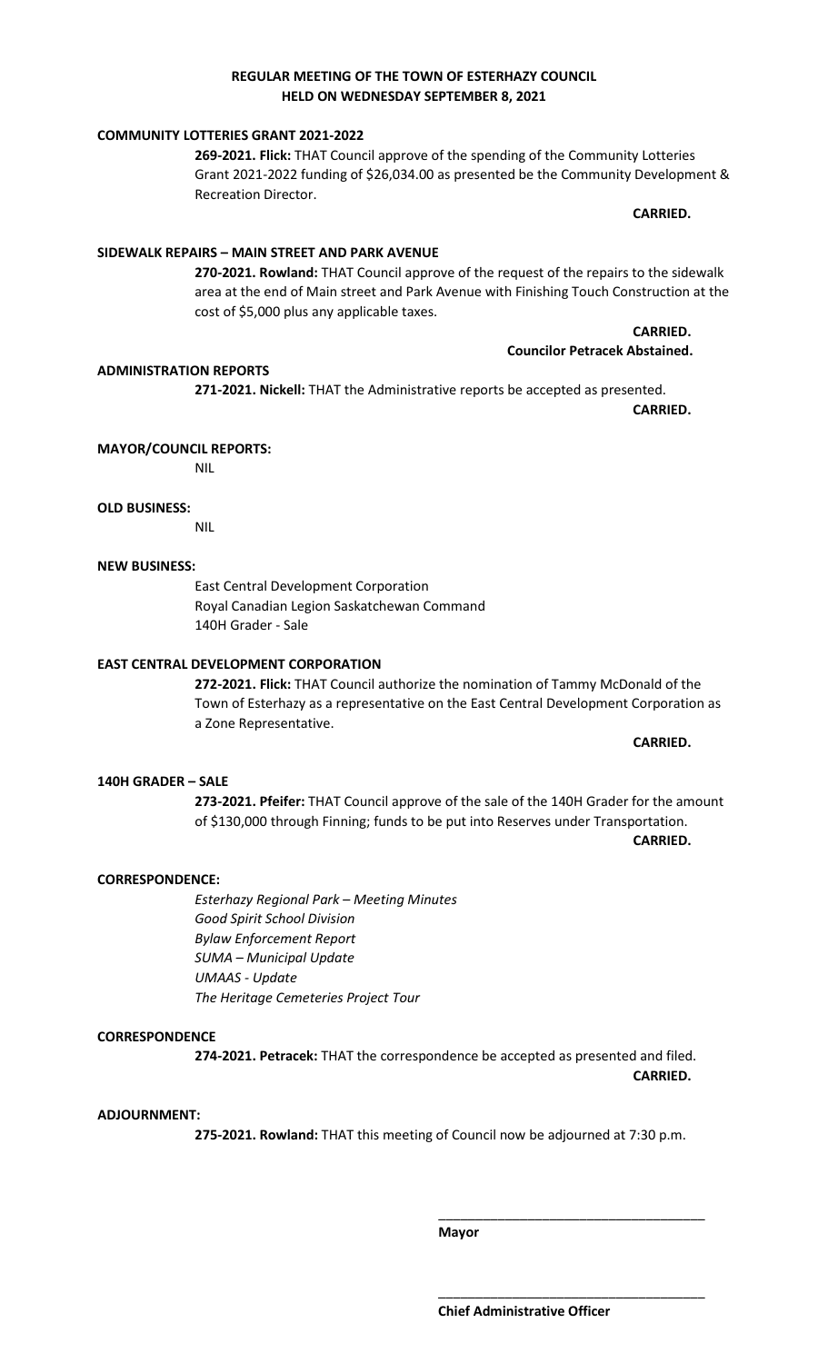**REGULAR MEETING OF THE TOWN OF ESTERHAZY COUNCIL**
**HELD ON WEDNESDAY SEPTEMBER 8, 2021**

**COMMUNITY LOTTERIES GRANT 2021-2022**

**269-2021. Flick:** THAT Council approve of the spending of the Community Lotteries Grant 2021-2022 funding of $26,034.00 as presented be the Community Development & Recreation Director.

**CARRIED.**

**SIDEWALK REPAIRS – MAIN STREET AND PARK AVENUE**

**270-2021. Rowland:** THAT Council approve of the request of the repairs to the sidewalk area at the end of Main street and Park Avenue with Finishing Touch Construction at the cost of $5,000 plus any applicable taxes.

**CARRIED.**
**Councilor Petracek Abstained.**

**ADMINISTRATION REPORTS**

**271-2021. Nickell:** THAT the Administrative reports be accepted as presented.

**CARRIED.**

**MAYOR/COUNCIL REPORTS:**

NIL

**OLD BUSINESS:**

NIL

**NEW BUSINESS:**

East Central Development Corporation
Royal Canadian Legion Saskatchewan Command
140H Grader - Sale

**EAST CENTRAL DEVELOPMENT CORPORATION**

**272-2021. Flick:** THAT Council authorize the nomination of Tammy McDonald of the Town of Esterhazy as a representative on the East Central Development Corporation as a Zone Representative.

**CARRIED.**

**140H GRADER – SALE**

**273-2021. Pfeifer:** THAT Council approve of the sale of the 140H Grader for the amount of $130,000 through Finning; funds to be put into Reserves under Transportation.

**CARRIED.**

**CORRESPONDENCE:**

*Esterhazy Regional Park – Meeting Minutes*
*Good Spirit School Division*
*Bylaw Enforcement Report*
*SUMA – Municipal Update*
*UMAAS - Update*
*The Heritage Cemeteries Project Tour*

**CORRESPONDENCE**

**274-2021. Petracek:** THAT the correspondence be accepted as presented and filed.

**CARRIED.**

**ADJOURNMENT:**

**275-2021. Rowland:** THAT this meeting of Council now be adjourned at 7:30 p.m.

\_\_\_\_\_\_\_\_\_\_\_\_\_\_\_\_\_\_\_\_\_\_\_\_\_\_\_\_\_\_\_\_\_\_\_\_
**Mayor**

\_\_\_\_\_\_\_\_\_\_\_\_\_\_\_\_\_\_\_\_\_\_\_\_\_\_\_\_\_\_\_\_\_\_\_\_
**Chief Administrative Officer**